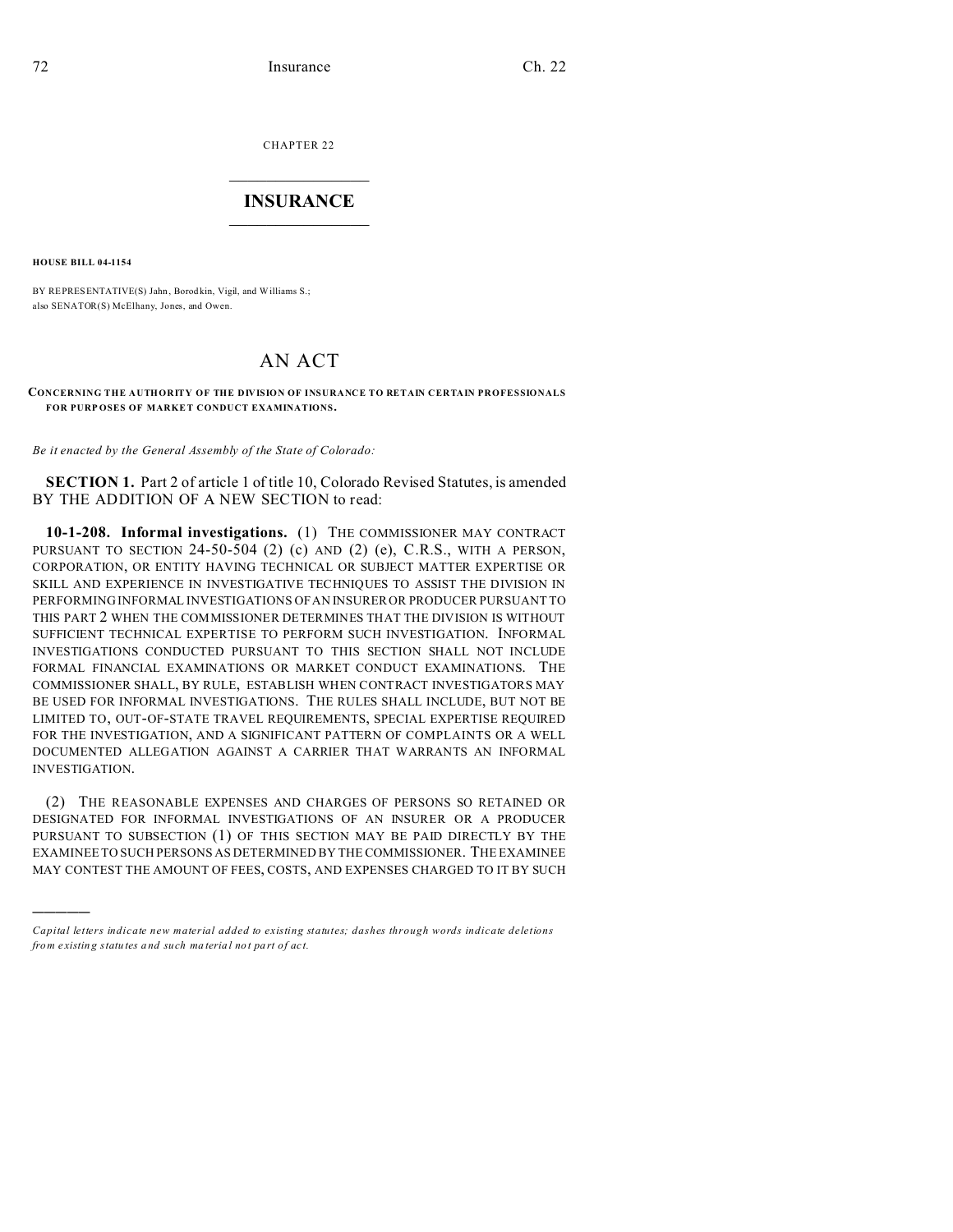CHAPTER 22

# INSURANCE

**HOUSE BILL 04-1154**

BY REPRESENTATIVE(S) Jahn, Borodkin, Vigil, and Williams S.;
also SENATOR(S) McElhany, Jones, and Owen.

# AN ACT

**CONCERNING THE AUTHORITY OF THE DIVISION OF INSURANCE TO RETAIN CERTAIN PROFESSIONALS FOR PURPOSES OF MARKET CONDUCT EXAMINATIONS.**

*Be it enacted by the General Assembly of the State of Colorado:*

**SECTION 1.** Part 2 of article 1 of title 10, Colorado Revised Statutes, is amended BY THE ADDITION OF A NEW SECTION to read:

**10-1-208. Informal investigations.** (1) THE COMMISSIONER MAY CONTRACT PURSUANT TO SECTION 24-50-504 (2) (c) AND (2) (e), C.R.S., WITH A PERSON, CORPORATION, OR ENTITY HAVING TECHNICAL OR SUBJECT MATTER EXPERTISE OR SKILL AND EXPERIENCE IN INVESTIGATIVE TECHNIQUES TO ASSIST THE DIVISION IN PERFORMING INFORMAL INVESTIGATIONS OF AN INSURER OR PRODUCER PURSUANT TO THIS PART 2 WHEN THE COMMISSIONER DETERMINES THAT THE DIVISION IS WITHOUT SUFFICIENT TECHNICAL EXPERTISE TO PERFORM SUCH INVESTIGATION. INFORMAL INVESTIGATIONS CONDUCTED PURSUANT TO THIS SECTION SHALL NOT INCLUDE FORMAL FINANCIAL EXAMINATIONS OR MARKET CONDUCT EXAMINATIONS. THE COMMISSIONER SHALL, BY RULE, ESTABLISH WHEN CONTRACT INVESTIGATORS MAY BE USED FOR INFORMAL INVESTIGATIONS. THE RULES SHALL INCLUDE, BUT NOT BE LIMITED TO, OUT-OF-STATE TRAVEL REQUIREMENTS, SPECIAL EXPERTISE REQUIRED FOR THE INVESTIGATION, AND A SIGNIFICANT PATTERN OF COMPLAINTS OR A WELL DOCUMENTED ALLEGATION AGAINST A CARRIER THAT WARRANTS AN INFORMAL INVESTIGATION.

(2) THE REASONABLE EXPENSES AND CHARGES OF PERSONS SO RETAINED OR DESIGNATED FOR INFORMAL INVESTIGATIONS OF AN INSURER OR A PRODUCER PURSUANT TO SUBSECTION (1) OF THIS SECTION MAY BE PAID DIRECTLY BY THE EXAMINEE TO SUCH PERSONS AS DETERMINED BY THE COMMISSIONER. THE EXAMINEE MAY CONTEST THE AMOUNT OF FEES, COSTS, AND EXPENSES CHARGED TO IT BY SUCH

---

*Capital letters indicate new material added to existing statutes; dashes through words indicate deletions from existing statutes and such material not part of act.*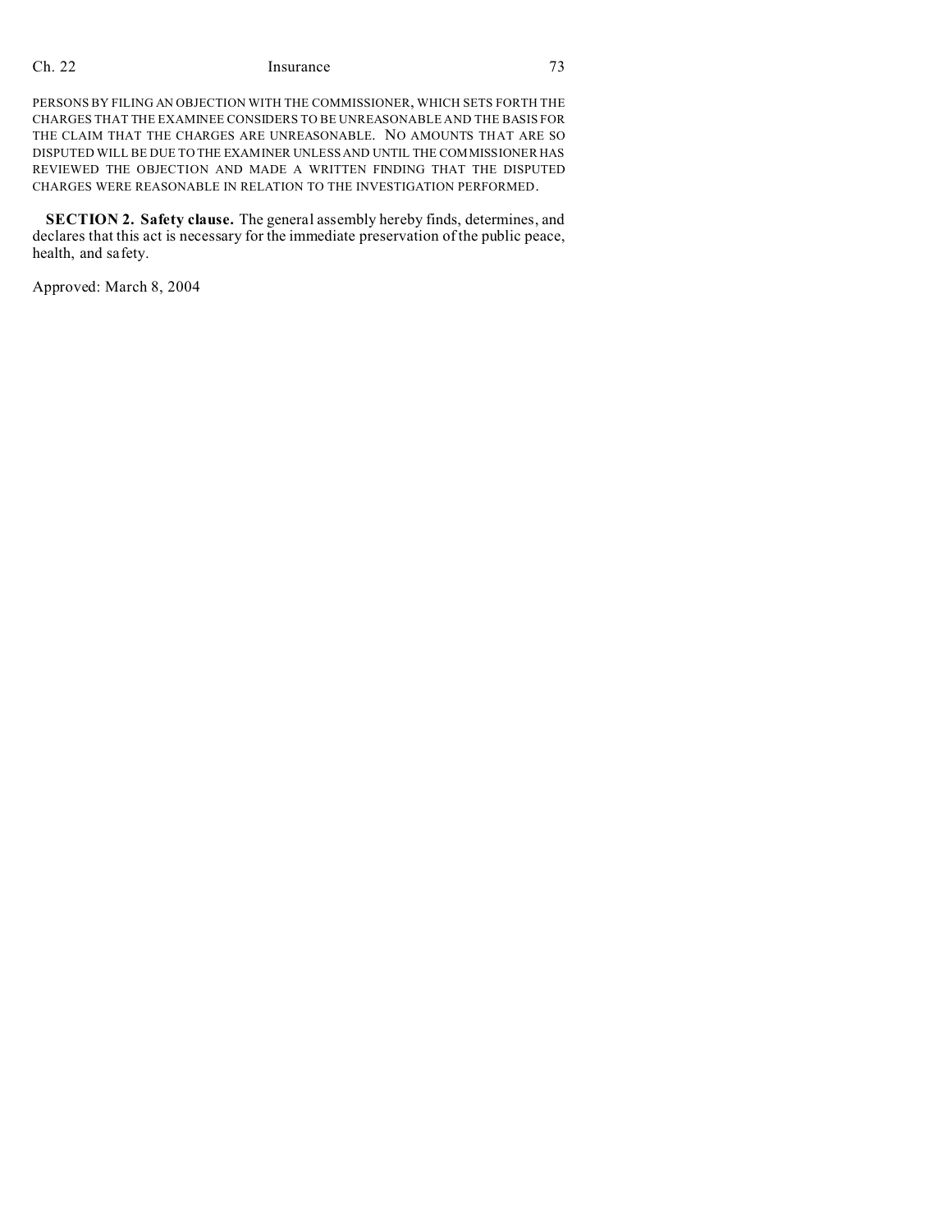PERSONS BY FILING AN OBJECTION WITH THE COMMISSIONER, WHICH SETS FORTH THE CHARGES THAT THE EXAMINEE CONSIDERS TO BE UNREASONABLE AND THE BASIS FOR THE CLAIM THAT THE CHARGES ARE UNREASONABLE. NO AMOUNTS THAT ARE SO DISPUTED WILL BE DUE TO THE EXAMINER UNLESS AND UNTIL THE COMMISSIONER HAS REVIEWED THE OBJECTION AND MADE A WRITTEN FINDING THAT THE DISPUTED CHARGES WERE REASONABLE IN RELATION TO THE INVESTIGATION PERFORMED.

**SECTION 2. Safety clause.** The general assembly hereby finds, determines, and declares that this act is necessary for the immediate preservation of the public peace, health, and safety.

Approved: March 8, 2004